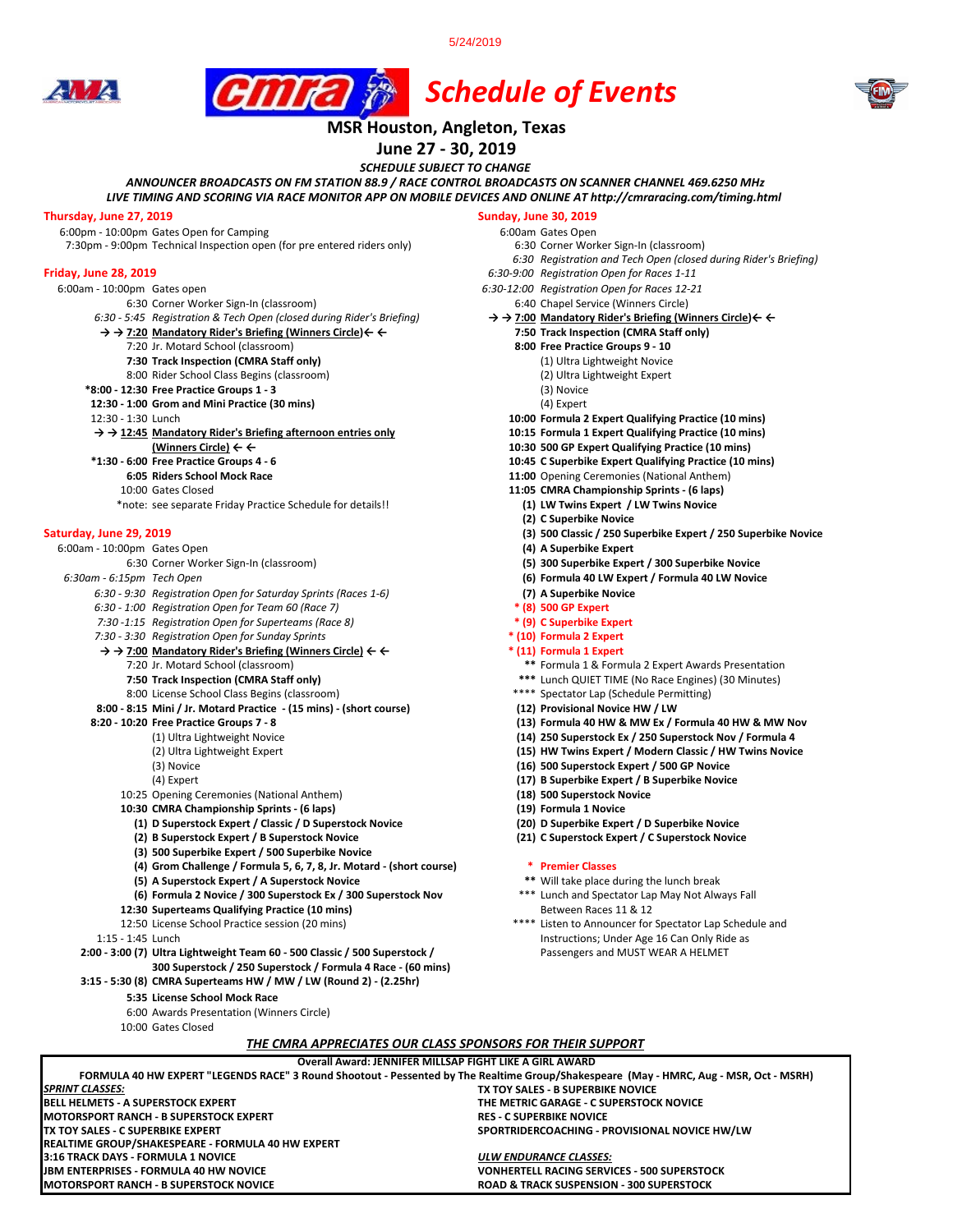5/24/2019

# Schedule of Events

## MSR Houston, Angleton, Texas

## June 27 - 30, 2019

*SCHEDULE SUBJECT TO CHANGE*

***ANNOUNCER BROADCASTS ON FM STATION 88.9 / RACE CONTROL BROADCASTS ON SCANNER CHANNEL 469.6250 MHz***

***LIVE TIMING AND SCORING VIA RACE MONITOR APP ON MOBILE DEVICES AND ONLINE AT http://cmraracing.com/timing.html***

### Thursday, June 27, 2019

- 6:00pm - 10:00pm Gates Open for Camping
- 7:30pm - 9:00pm Technical Inspection open (for pre entered riders only)

### Friday, June 28, 2019

- 6:00am - 10:00pm Gates open
- 6:30 Corner Worker Sign-In (classroom)
- *6:30 - 5:45 Registration & Tech Open (closed during Rider's Briefing)*
- → → **7:20 Mandatory Rider's Briefing (Winners Circle)** ← ←
- 7:20 Jr. Motard School (classroom)
- **7:30 Track Inspection (CMRA Staff only)**
- 8:00 Rider School Class Begins (classroom)
- ***8:00 - 12:30 Free Practice Groups 1 - 3**
- **12:30 - 1:00 Grom and Mini Practice (30 mins)**
- 12:30 - 1:30 Lunch
- → → **12:45 Mandatory Rider's Briefing afternoon entries only (Winners Circle)** ← ←
- ***1:30 - 6:00 Free Practice Groups 4 - 6**
- **6:05 Riders School Mock Race**
- 10:00 Gates Closed
- *note: see separate Friday Practice Schedule for details!!

### Saturday, June 29, 2019

- 6:00am - 10:00pm Gates Open
- 6:30 Corner Worker Sign-In (classroom)
- *6:30am - 6:15pm Tech Open*
- *6:30 - 9:30 Registration Open for Saturday Sprints (Races 1-6)*
- *6:30 - 1:00 Registration Open for Team 60 (Race 7)*
- *7:30 -1:15 Registration Open for Superteams (Race 8)*
- *7:30 - 3:30 Registration Open for Sunday Sprints*
- → → **7:00 Mandatory Rider's Briefing (Winners Circle)** ← ←
- 7:20 Jr. Motard School (classroom)
- **7:50 Track Inspection (CMRA Staff only)**
- 8:00 License School Class Begins (classroom)
- **8:00 - 8:15 Mini / Jr. Motard Practice - (15 mins) - (short course)**
- **8:20 - 10:20 Free Practice Groups 7 - 8**
  - (1) Ultra Lightweight Novice
  - (2) Ultra Lightweight Expert
  - (3) Novice
  - (4) Expert
- 10:25 Opening Ceremonies (National Anthem)
- **10:30 CMRA Championship Sprints - (6 laps)**
  - **(1) D Superstock Expert / Classic / D Superstock Novice**
  - **(2) B Superstock Expert / B Superstock Novice**
  - **(3) 500 Superbike Expert / 500 Superbike Novice**
  - **(4) Grom Challenge / Formula 5, 6, 7, 8, Jr. Motard - (short course)**
  - **(5) A Superstock Expert / A Superstock Novice**
  - **(6) Formula 2 Novice / 300 Superstock Ex / 300 Superstock Nov**
- **12:30 Superteams Qualifying Practice (10 mins)**
- 12:50 License School Practice session (20 mins)
- 1:15 - 1:45 Lunch
- **2:00 - 3:00 (7) Ultra Lightweight Team 60 - 500 Classic / 500 Superstock / 300 Superstock / 250 Superstock / Formula 4 Race - (60 mins)**
- **3:15 - 5:30 (8) CMRA Superteams HW / MW / LW (Round 2) - (2.25hr)**
- **5:35 License School Mock Race**
- 6:00 Awards Presentation (Winners Circle)
- 10:00 Gates Closed

### Sunday, June 30, 2019

- 6:00am Gates Open
- 6:30 Corner Worker Sign-In (classroom)
- *6:30 Registration and Tech Open (closed during Rider's Briefing)*
- *6:30-9:00 Registration Open for Races 1-11*
- *6:30-12:00 Registration Open for Races 12-21*
- 6:40 Chapel Service (Winners Circle)
- → → **7:00 Mandatory Rider's Briefing (Winners Circle)** ← ←
- **7:50 Track Inspection (CMRA Staff only)**
- **8:00 Free Practice Groups 9 - 10**
  - (1) Ultra Lightweight Novice
  - (2) Ultra Lightweight Expert
  - (3) Novice
  - (4) Expert
- **10:00 Formula 2 Expert Qualifying Practice (10 mins)**
- **10:15 Formula 1 Expert Qualifying Practice (10 mins)**
- **10:30 500 GP Expert Qualifying Practice (10 mins)**
- **10:45 C Superbike Expert Qualifying Practice (10 mins)**
- **11:00** Opening Ceremonies (National Anthem)
- **11:05 CMRA Championship Sprints - (6 laps)**
  - **(1) LW Twins Expert / LW Twins Novice**
  - **(2) C Superbike Novice**
  - **(3) 500 Classic / 250 Superbike Expert / 250 Superbike Novice**
  - **(4) A Superbike Expert**
  - **(5) 300 Superbike Expert / 300 Superbike Novice**
  - **(6) Formula 40 LW Expert / Formula 40 LW Novice**
  - **(7) A Superbike Novice**
  - **\* (8) 500 GP Expert**
  - **\* (9) C Superbike Expert**
  - **\* (10) Formula 2 Expert**
  - **\* (11) Formula 1 Expert**
  - ** Formula 1 & Formula 2 Expert Awards Presentation
  - *** Lunch QUIET TIME (No Race Engines) (30 Minutes)
  - **** Spectator Lap (Schedule Permitting)
  - **(12) Provisional Novice HW / LW**
  - **(13) Formula 40 HW & MW Ex / Formula 40 HW & MW Nov**
  - **(14) 250 Superstock Ex / 250 Superstock Nov / Formula 4**
  - **(15) HW Twins Expert / Modern Classic / HW Twins Novice**
  - **(16) 500 Superstock Expert / 500 GP Novice**
  - **(17) B Superbike Expert / B Superbike Novice**
  - **(18) 500 Superstock Novice**
  - **(19) Formula 1 Novice**
  - **(20) D Superbike Expert / D Superbike Novice**
  - **(21) C Superstock Expert / C Superstock Novice**

\* Premier Classes

** Will take place during the lunch break

*** Lunch and Spectator Lap May Not Always Fall Between Races 11 & 12

**** Listen to Announcer for Spectator Lap Schedule and Instructions; Under Age 16 Can Only Ride as Passengers and MUST WEAR A HELMET

***THE CMRA APPRECIATES OUR CLASS SPONSORS FOR THEIR SUPPORT***

**Overall Award: JENNIFER MILLSAP FIGHT LIKE A GIRL AWARD**

**FORMULA 40 HW EXPERT "LEGENDS RACE" 3 Round Shootout - Pessented by The Realtime Group/Shakespeare (May - HMRC, Aug - MSR, Oct - MSRH)**

***SPRINT CLASSES:***

- **BELL HELMETS - A SUPERSTOCK EXPERT**
- **MOTORSPORT RANCH - B SUPERSTOCK EXPERT**
- **TX TOY SALES - C SUPERBIKE EXPERT**
- **REALTIME GROUP/SHAKESPEARE - FORMULA 40 HW EXPERT**
- **3:16 TRACK DAYS - FORMULA 1 NOVICE**
- **JBM ENTERPRISES - FORMULA 40 HW NOVICE**
- **MOTORSPORT RANCH - B SUPERSTOCK NOVICE**
- **TX TOY SALES - B SUPERBIKE NOVICE**
- **THE METRIC GARAGE - C SUPERSTOCK NOVICE**
- **RES - C SUPERBIKE NOVICE**
- **SPORTRIDERCOACHING - PROVISIONAL NOVICE HW/LW**

***ULW ENDURANCE CLASSES:***

- **VONHERTELL RACING SERVICES - 500 SUPERSTOCK**
- **ROAD & TRACK SUSPENSION - 300 SUPERSTOCK**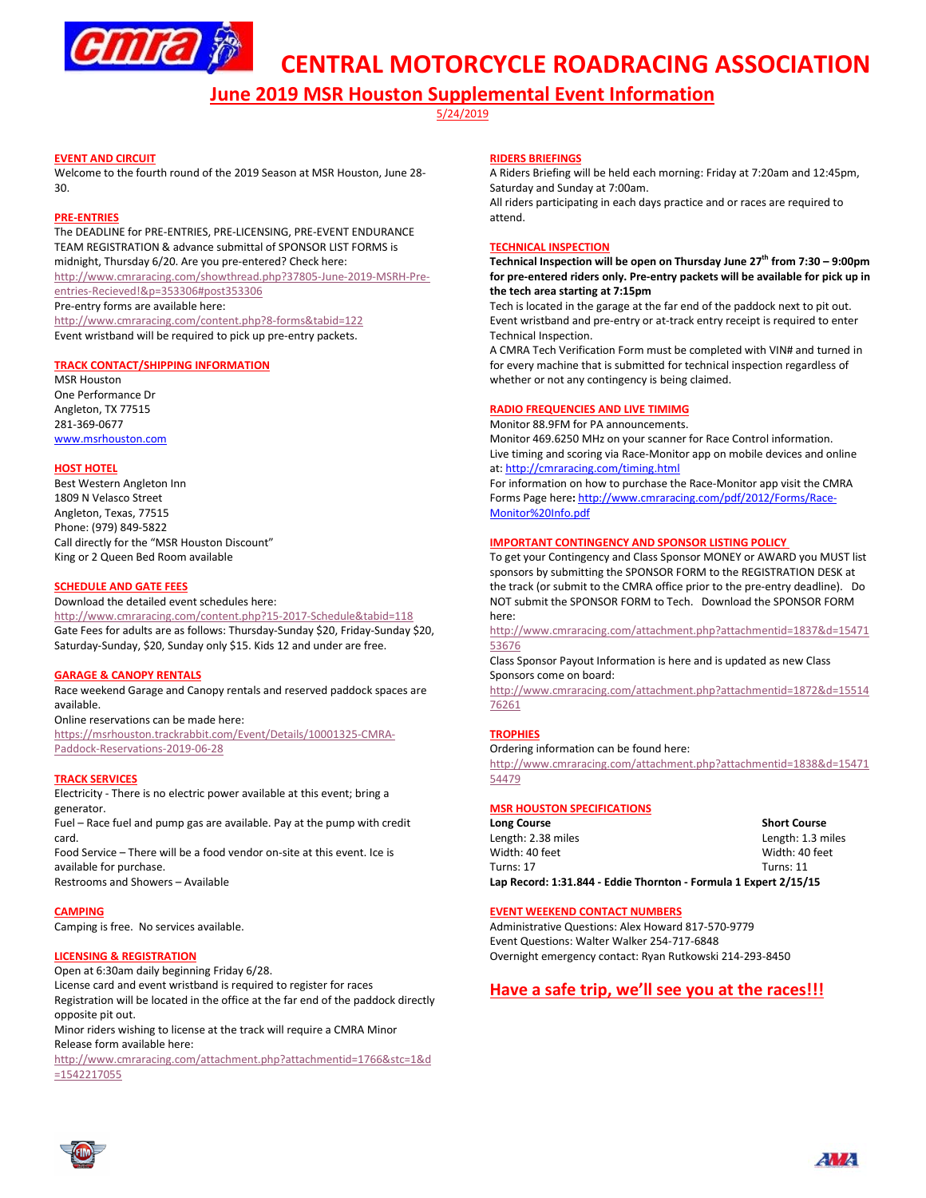# CENTRAL MOTORCYCLE ROADRACING ASSOCIATION

## June 2019 MSR Houston Supplemental Event Information

5/24/2019

### EVENT AND CIRCUIT

Welcome to the fourth round of the 2019 Season at MSR Houston, June 28-30.

### PRE-ENTRIES

The DEADLINE for PRE-ENTRIES, PRE-LICENSING, PRE-EVENT ENDURANCE TEAM REGISTRATION & advance submittal of SPONSOR LIST FORMS is midnight, Thursday 6/20. Are you pre-entered? Check here:
http://www.cmraracing.com/showthread.php?37805-June-2019-MSRH-Pre-entries-Recieved!&p=353306#post353306
Pre-entry forms are available here:
http://www.cmraracing.com/content.php?8-forms&tabid=122
Event wristband will be required to pick up pre-entry packets.

### TRACK CONTACT/SHIPPING INFORMATION

MSR Houston
One Performance Dr
Angleton, TX 77515
281-369-0677
www.msrhouston.com

### HOST HOTEL

Best Western Angleton Inn
1809 N Velasco Street
Angleton, Texas, 77515
Phone: (979) 849-5822
Call directly for the "MSR Houston Discount"
King or 2 Queen Bed Room available

### SCHEDULE AND GATE FEES

Download the detailed event schedules here:
http://www.cmraracing.com/content.php?15-2017-Schedule&tabid=118
Gate Fees for adults are as follows: Thursday-Sunday $20, Friday-Sunday $20, Saturday-Sunday, $20, Sunday only $15. Kids 12 and under are free.

### GARAGE & CANOPY RENTALS

Race weekend Garage and Canopy rentals and reserved paddock spaces are available.
Online reservations can be made here:
https://msrhouston.trackrabbit.com/Event/Details/10001325-CMRA-Paddock-Reservations-2019-06-28

### TRACK SERVICES

Electricity - There is no electric power available at this event; bring a generator.
Fuel – Race fuel and pump gas are available. Pay at the pump with credit card.
Food Service – There will be a food vendor on-site at this event. Ice is available for purchase.
Restrooms and Showers – Available

### CAMPING

Camping is free. No services available.

### LICENSING & REGISTRATION

Open at 6:30am daily beginning Friday 6/28.
License card and event wristband is required to register for races
Registration will be located in the office at the far end of the paddock directly opposite pit out.
Minor riders wishing to license at the track will require a CMRA Minor Release form available here:
http://www.cmraracing.com/attachment.php?attachmentid=1766&stc=1&d=1542217055

### RIDERS BRIEFINGS

A Riders Briefing will be held each morning: Friday at 7:20am and 12:45pm, Saturday and Sunday at 7:00am.
All riders participating in each days practice and or races are required to attend.

### TECHNICAL INSPECTION

**Technical Inspection will be open on Thursday June 27th from 7:30 – 9:00pm for pre-entered riders only. Pre-entry packets will be available for pick up in the tech area starting at 7:15pm**
Tech is located in the garage at the far end of the paddock next to pit out.
Event wristband and pre-entry or at-track entry receipt is required to enter Technical Inspection.
A CMRA Tech Verification Form must be completed with VIN# and turned in for every machine that is submitted for technical inspection regardless of whether or not any contingency is being claimed.

### RADIO FREQUENCIES AND LIVE TIMIMG

Monitor 88.9FM for PA announcements.
Monitor 469.6250 MHz on your scanner for Race Control information.
Live timing and scoring via Race-Monitor app on mobile devices and online at: http://cmraracing.com/timing.html
For information on how to purchase the Race-Monitor app visit the CMRA Forms Page here: http://www.cmraracing.com/pdf/2012/Forms/Race-Monitor%20Info.pdf

### IMPORTANT CONTINGENCY AND SPONSOR LISTING POLICY

To get your Contingency and Class Sponsor MONEY or AWARD you MUST list sponsors by submitting the SPONSOR FORM to the REGISTRATION DESK at the track (or submit to the CMRA office prior to the pre-entry deadline). Do NOT submit the SPONSOR FORM to Tech. Download the SPONSOR FORM here:
http://www.cmraracing.com/attachment.php?attachmentid=1837&d=1547153676
Class Sponsor Payout Information is here and is updated as new Class Sponsors come on board:
http://www.cmraracing.com/attachment.php?attachmentid=1872&d=1551476261

### TROPHIES

Ordering information can be found here:
http://www.cmraracing.com/attachment.php?attachmentid=1838&d=1547154479

### MSR HOUSTON SPECIFICATIONS

| **Long Course** | **Short Course** |
|---|---|
| Length: 2.38 miles | Length: 1.3 miles |
| Width: 40 feet | Width: 40 feet |
| Turns: 17 | Turns: 11 |

**Lap Record: 1:31.844 - Eddie Thornton - Formula 1 Expert 2/15/15**

### EVENT WEEKEND CONTACT NUMBERS

Administrative Questions: Alex Howard 817-570-9779
Event Questions: Walter Walker 254-717-6848
Overnight emergency contact: Ryan Rutkowski 214-293-8450

## Have a safe trip, we'll see you at the races!!!